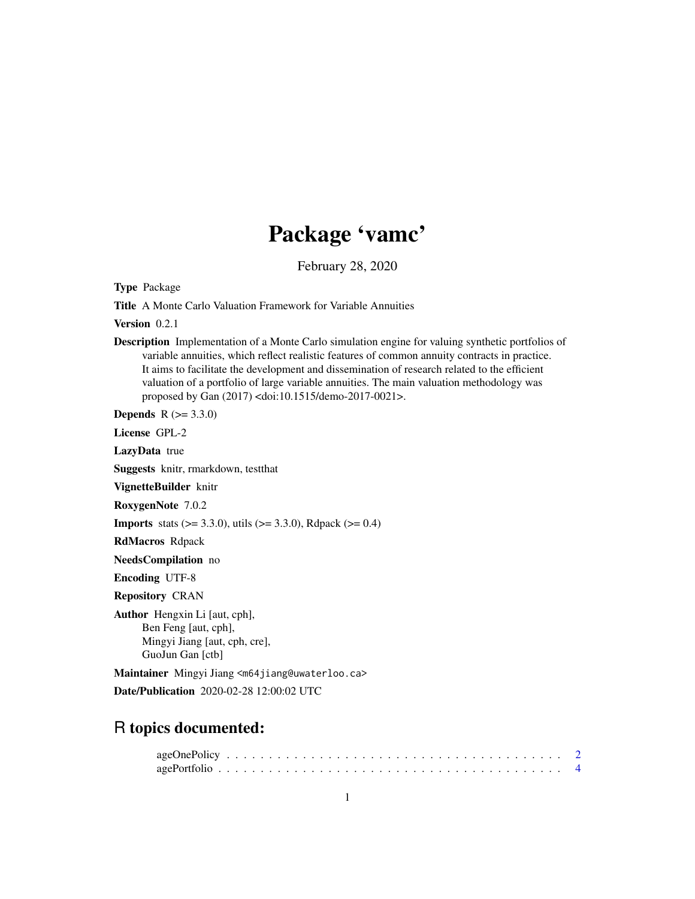# Package 'vamc'

February 28, 2020

**Type** Package

**Title** A Monte Carlo Valuation Framework for Variable Annuities

**Version** 0.2.1

**Description** Implementation of a Monte Carlo simulation engine for valuing synthetic portfolios of variable annuities, which reflect realistic features of common annuity contracts in practice. It aims to facilitate the development and dissemination of research related to the efficient valuation of a portfolio of large variable annuities. The main valuation methodology was proposed by Gan (2017) <doi:10.1515/demo-2017-0021>.

**Depends** R (>= 3.3.0)

**License** GPL-2

**LazyData** true

**Suggests** knitr, rmarkdown, testthat

**VignetteBuilder** knitr

**RoxygenNote** 7.0.2

**Imports** stats (>= 3.3.0), utils (>= 3.3.0), Rdpack (>= 0.4)

**RdMacros** Rdpack

**NeedsCompilation** no

**Encoding** UTF-8

**Repository** CRAN

**Author** Hengxin Li [aut, cph], Ben Feng [aut, cph], Mingyi Jiang [aut, cph, cre], GuoJun Gan [ctb]

**Maintainer** Mingyi Jiang <m64jiang@uwaterloo.ca>

**Date/Publication** 2020-02-28 12:00:02 UTC

## R topics documented:

ageOnePolicy . . . . . . . . . . . . . . . . . . . . . . . . . . . . . . . . . . . . . . . 2
agePortfolio . . . . . . . . . . . . . . . . . . . . . . . . . . . . . . . . . . . . . . . . 4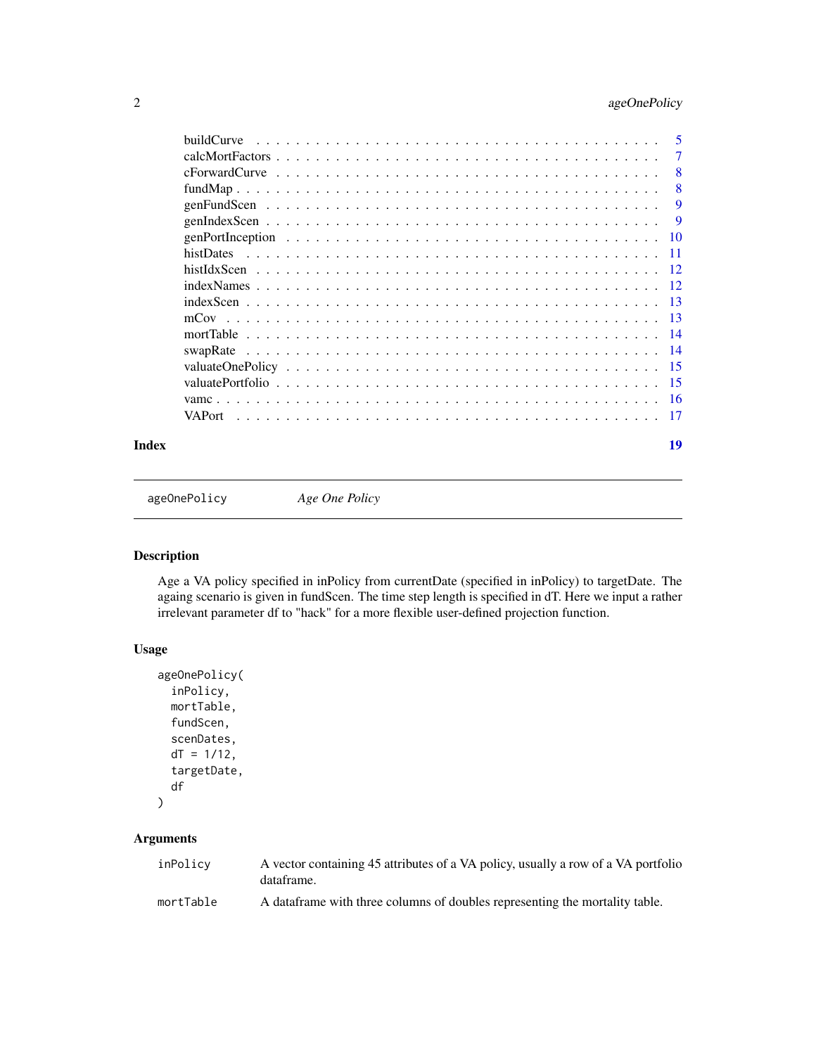buildCurve . . . . . . . . . . . . . . . . . . . . . . . . . . . . . . . . . . . . . . 5
calcMortFactors . . . . . . . . . . . . . . . . . . . . . . . . . . . . . . . . . . . . 7
cForwardCurve . . . . . . . . . . . . . . . . . . . . . . . . . . . . . . . . . . . . 8
fundMap . . . . . . . . . . . . . . . . . . . . . . . . . . . . . . . . . . . . . . . 8
genFundScen . . . . . . . . . . . . . . . . . . . . . . . . . . . . . . . . . . . . . 9
genIndexScen . . . . . . . . . . . . . . . . . . . . . . . . . . . . . . . . . . . . 9
genPortInception . . . . . . . . . . . . . . . . . . . . . . . . . . . . . . . . . . 10
histDates . . . . . . . . . . . . . . . . . . . . . . . . . . . . . . . . . . . . . . 11
histIdxScen . . . . . . . . . . . . . . . . . . . . . . . . . . . . . . . . . . . . . 12
indexNames . . . . . . . . . . . . . . . . . . . . . . . . . . . . . . . . . . . . . 12
indexScen . . . . . . . . . . . . . . . . . . . . . . . . . . . . . . . . . . . . . . 13
mCov . . . . . . . . . . . . . . . . . . . . . . . . . . . . . . . . . . . . . . . . 13
mortTable . . . . . . . . . . . . . . . . . . . . . . . . . . . . . . . . . . . . . . 14
swapRate . . . . . . . . . . . . . . . . . . . . . . . . . . . . . . . . . . . . . . 14
valuateOnePolicy . . . . . . . . . . . . . . . . . . . . . . . . . . . . . . . . . . 15
valuatePortfolio . . . . . . . . . . . . . . . . . . . . . . . . . . . . . . . . . . . 15
vamc . . . . . . . . . . . . . . . . . . . . . . . . . . . . . . . . . . . . . . . . . 16
VAPort . . . . . . . . . . . . . . . . . . . . . . . . . . . . . . . . . . . . . . . . 17

**Index** 19

---

`ageOnePolicy` *Age One Policy*

---

### Description

Age a VA policy specified in inPolicy from currentDate (specified in inPolicy) to targetDate. The ageing scenario is given in fundScen. The time step length is specified in dT. Here we input a rather irrelevant parameter df to "hack" for a more flexible user-defined projection function.

### Usage

```
ageOnePolicy(
  inPolicy,
  mortTable,
  fundScen,
  scenDates,
  dT = 1/12,
  targetDate,
  df
)
```

### Arguments

| | |
|---|---|
| `inPolicy` | A vector containing 45 attributes of a VA policy, usually a row of a VA portfolio dataframe. |
| `mortTable` | A dataframe with three columns of doubles representing the mortality table. |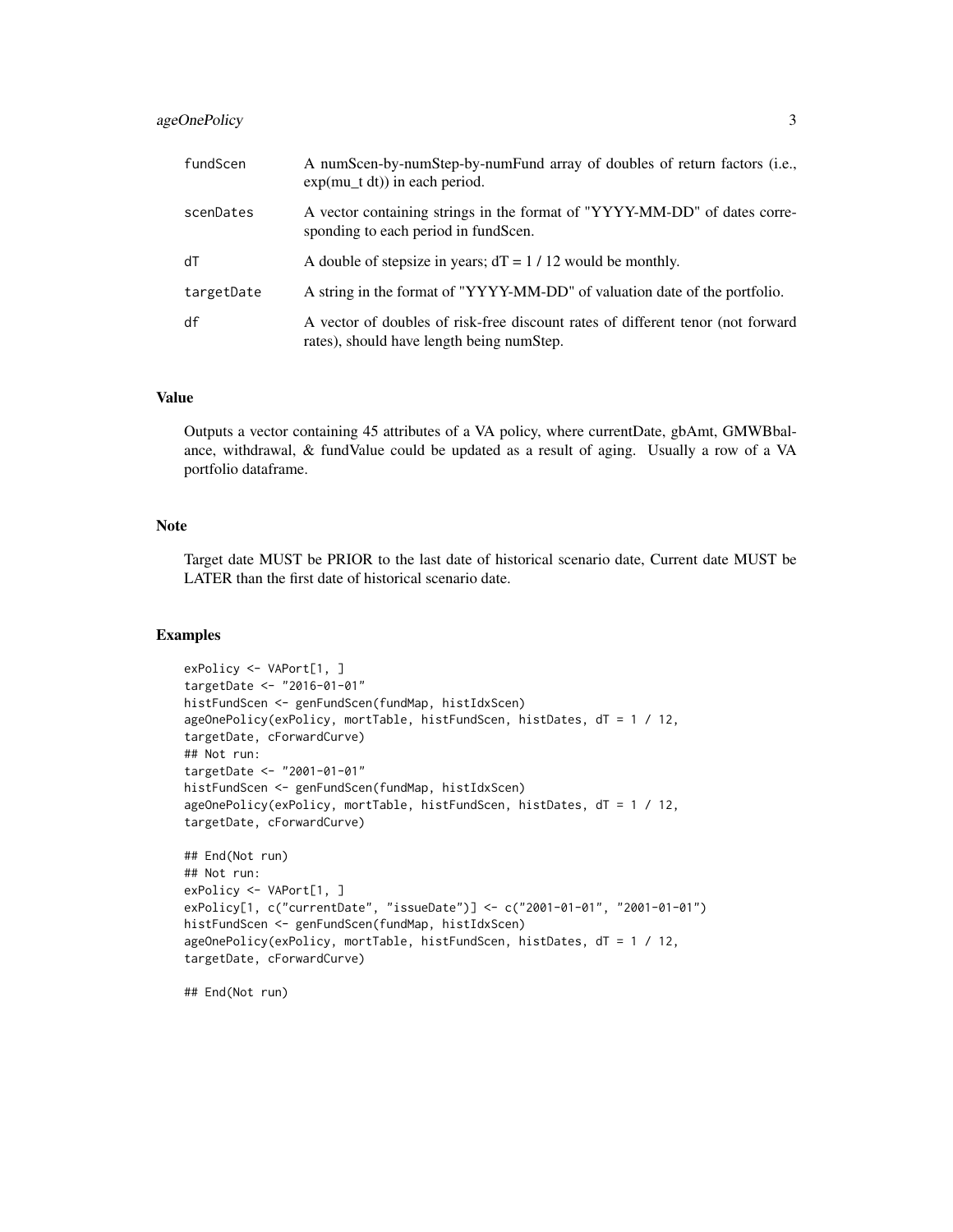| | |
|---|---|
| fundScen | A numScen-by-numStep-by-numFund array of doubles of return factors (i.e., exp(mu_t dt)) in each period. |
| scenDates | A vector containing strings in the format of "YYYY-MM-DD" of dates corresponding to each period in fundScen. |
| dT | A double of stepsize in years; dT = 1 / 12 would be monthly. |
| targetDate | A string in the format of "YYYY-MM-DD" of valuation date of the portfolio. |
| df | A vector of doubles of risk-free discount rates of different tenor (not forward rates), should have length being numStep. |

## Value

Outputs a vector containing 45 attributes of a VA policy, where currentDate, gbAmt, GMWBbalance, withdrawal, & fundValue could be updated as a result of aging. Usually a row of a VA portfolio dataframe.

## Note

Target date MUST be PRIOR to the last date of historical scenario date, Current date MUST be LATER than the first date of historical scenario date.

## Examples

```
exPolicy <- VAPort[1, ]
targetDate <- "2016-01-01"
histFundScen <- genFundScen(fundMap, histIdxScen)
ageOnePolicy(exPolicy, mortTable, histFundScen, histDates, dT = 1 / 12,
targetDate, cForwardCurve)
## Not run:
targetDate <- "2001-01-01"
histFundScen <- genFundScen(fundMap, histIdxScen)
ageOnePolicy(exPolicy, mortTable, histFundScen, histDates, dT = 1 / 12,
targetDate, cForwardCurve)

## End(Not run)
## Not run:
exPolicy <- VAPort[1, ]
exPolicy[1, c("currentDate", "issueDate")] <- c("2001-01-01", "2001-01-01")
histFundScen <- genFundScen(fundMap, histIdxScen)
ageOnePolicy(exPolicy, mortTable, histFundScen, histDates, dT = 1 / 12,
targetDate, cForwardCurve)

## End(Not run)
```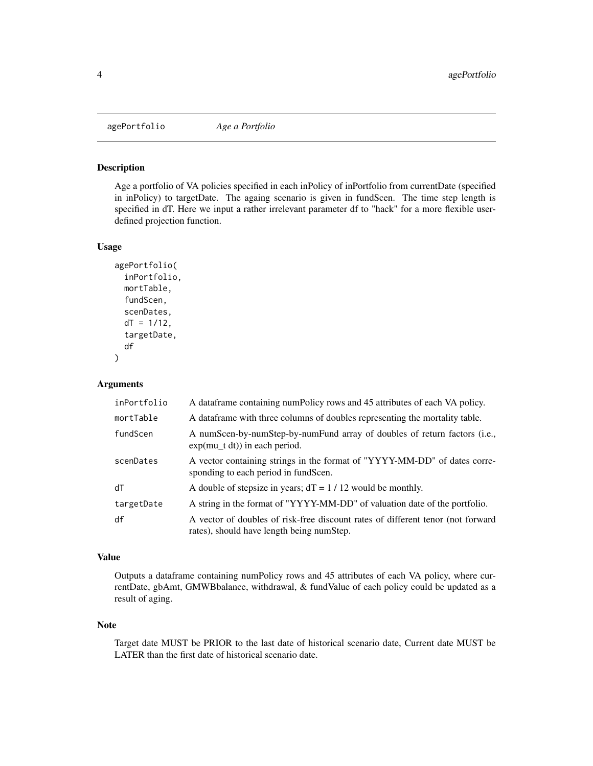agePortfolio *Age a Portfolio*

## Description

Age a portfolio of VA policies specified in each inPolicy of inPortfolio from currentDate (specified in inPolicy) to targetDate. The againg scenario is given in fundScen. The time step length is specified in dT. Here we input a rather irrelevant parameter df to "hack" for a more flexible user-defined projection function.

## Usage

```
agePortfolio(
  inPortfolio,
  mortTable,
  fundScen,
  scenDates,
  dT = 1/12,
  targetDate,
  df
)
```

## Arguments

| | |
|---|---|
| inPortfolio | A dataframe containing numPolicy rows and 45 attributes of each VA policy. |
| mortTable | A dataframe with three columns of doubles representing the mortality table. |
| fundScen | A numScen-by-numStep-by-numFund array of doubles of return factors (i.e., exp(mu_t dt)) in each period. |
| scenDates | A vector containing strings in the format of "YYYY-MM-DD" of dates corresponding to each period in fundScen. |
| dT | A double of stepsize in years; dT = 1 / 12 would be monthly. |
| targetDate | A string in the format of "YYYY-MM-DD" of valuation date of the portfolio. |
| df | A vector of doubles of risk-free discount rates of different tenor (not forward rates), should have length being numStep. |

## Value

Outputs a dataframe containing numPolicy rows and 45 attributes of each VA policy, where currentDate, gbAmt, GMWBbalance, withdrawal, & fundValue of each policy could be updated as a result of aging.

## Note

Target date MUST be PRIOR to the last date of historical scenario date, Current date MUST be LATER than the first date of historical scenario date.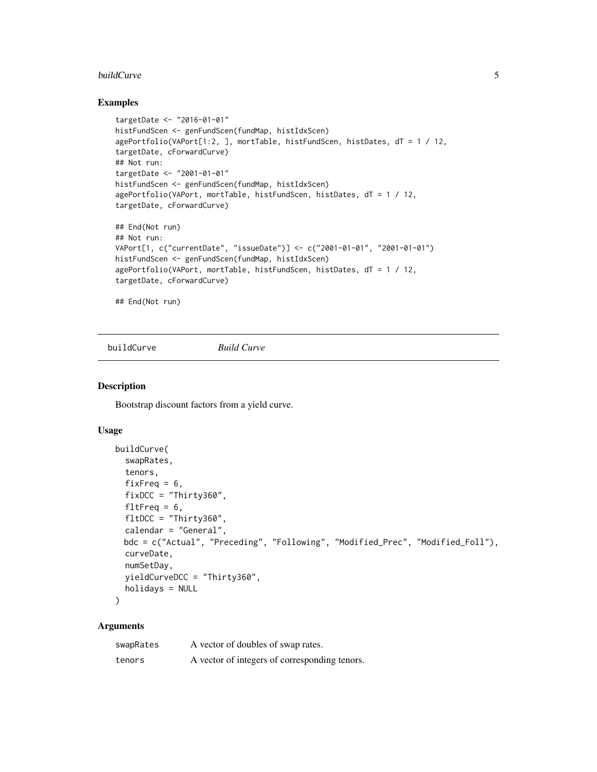## Examples

```
targetDate <- "2016-01-01"
histFundScen <- genFundScen(fundMap, histIdxScen)
agePortfolio(VAPort[1:2, ], mortTable, histFundScen, histDates, dT = 1 / 12,
targetDate, cForwardCurve)
## Not run:
targetDate <- "2001-01-01"
histFundScen <- genFundScen(fundMap, histIdxScen)
agePortfolio(VAPort, mortTable, histFundScen, histDates, dT = 1 / 12,
targetDate, cForwardCurve)

## End(Not run)
## Not run:
VAPort[1, c("currentDate", "issueDate")] <- c("2001-01-01", "2001-01-01")
histFundScen <- genFundScen(fundMap, histIdxScen)
agePortfolio(VAPort, mortTable, histFundScen, histDates, dT = 1 / 12,
targetDate, cForwardCurve)

## End(Not run)
```

---

# buildCurve *Build Curve*

---

## Description

Bootstrap discount factors from a yield curve.

## Usage

```
buildCurve(
  swapRates,
  tenors,
  fixFreq = 6,
  fixDCC = "Thirty360",
  fltFreq = 6,
  fltDCC = "Thirty360",
  calendar = "General",
  bdc = c("Actual", "Preceding", "Following", "Modified_Prec", "Modified_Foll"),
  curveDate,
  numSetDay,
  yieldCurveDCC = "Thirty360",
  holidays = NULL
)
```

## Arguments

| | |
|---|---|
| swapRates | A vector of doubles of swap rates. |
| tenors | A vector of integers of corresponding tenors. |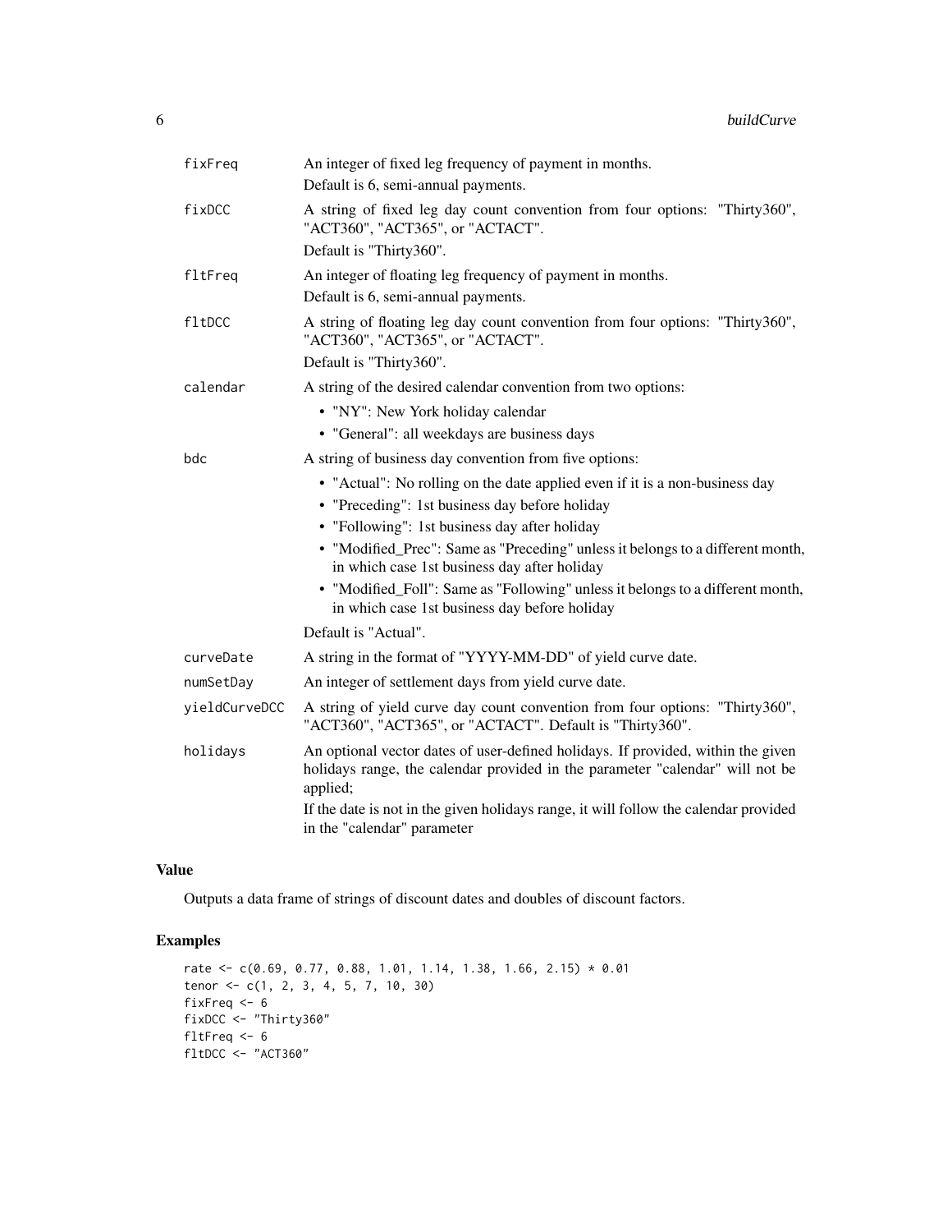| | |
|---|---|
| fixFreq | An integer of fixed leg frequency of payment in months. Default is 6, semi-annual payments. |
| fixDCC | A string of fixed leg day count convention from four options: "Thirty360", "ACT360", "ACT365", or "ACTACT". Default is "Thirty360". |
| fltFreq | An integer of floating leg frequency of payment in months. Default is 6, semi-annual payments. |
| fltDCC | A string of floating leg day count convention from four options: "Thirty360", "ACT360", "ACT365", or "ACTACT". Default is "Thirty360". |
| calendar | A string of the desired calendar convention from two options: • "NY": New York holiday calendar • "General": all weekdays are business days |
| bdc | A string of business day convention from five options: • "Actual": No rolling on the date applied even if it is a non-business day • "Preceding": 1st business day before holiday • "Following": 1st business day after holiday • "Modified_Prec": Same as "Preceding" unless it belongs to a different month, in which case 1st business day after holiday • "Modified_Foll": Same as "Following" unless it belongs to a different month, in which case 1st business day before holiday Default is "Actual". |
| curveDate | A string in the format of "YYYY-MM-DD" of yield curve date. |
| numSetDay | An integer of settlement days from yield curve date. |
| yieldCurveDCC | A string of yield curve day count convention from four options: "Thirty360", "ACT360", "ACT365", or "ACTACT". Default is "Thirty360". |
| holidays | An optional vector dates of user-defined holidays. If provided, within the given holidays range, the calendar provided in the parameter "calendar" will not be applied; If the date is not in the given holidays range, it will follow the calendar provided in the "calendar" parameter |

## Value

Outputs a data frame of strings of discount dates and doubles of discount factors.

## Examples

```
rate <- c(0.69, 0.77, 0.88, 1.01, 1.14, 1.38, 1.66, 2.15) * 0.01
tenor <- c(1, 2, 3, 4, 5, 7, 10, 30)
fixFreq <- 6
fixDCC <- "Thirty360"
fltFreq <- 6
fltDCC <- "ACT360"
```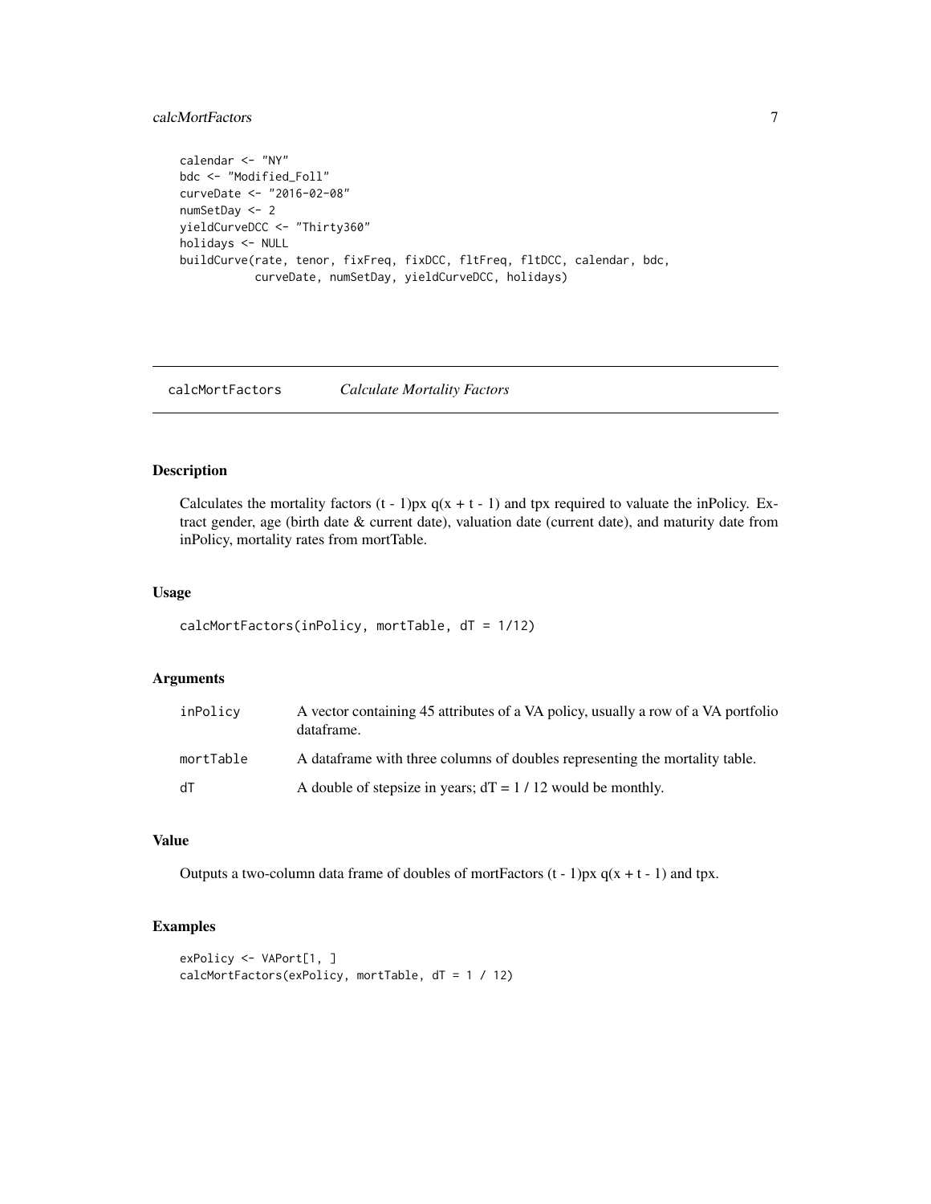```
calendar <- "NY"
bdc <- "Modified_Foll"
curveDate <- "2016-02-08"
numSetDay <- 2
yieldCurveDCC <- "Thirty360"
holidays <- NULL
buildCurve(rate, tenor, fixFreq, fixDCC, fltFreq, fltDCC, calendar, bdc,
           curveDate, numSetDay, yieldCurveDCC, holidays)
```

---

## calcMortFactors *Calculate Mortality Factors*

---

### Description

Calculates the mortality factors (t - 1)px q(x + t - 1) and tpx required to valuate the inPolicy. Extract gender, age (birth date & current date), valuation date (current date), and maturity date from inPolicy, mortality rates from mortTable.

### Usage

```
calcMortFactors(inPolicy, mortTable, dT = 1/12)
```

### Arguments

| | |
|---|---|
| `inPolicy` | A vector containing 45 attributes of a VA policy, usually a row of a VA portfolio dataframe. |
| `mortTable` | A dataframe with three columns of doubles representing the mortality table. |
| `dT` | A double of stepsize in years; dT = 1 / 12 would be monthly. |

### Value

Outputs a two-column data frame of doubles of mortFactors (t - 1)px q(x + t - 1) and tpx.

### Examples

```
exPolicy <- VAPort[1, ]
calcMortFactors(exPolicy, mortTable, dT = 1 / 12)
```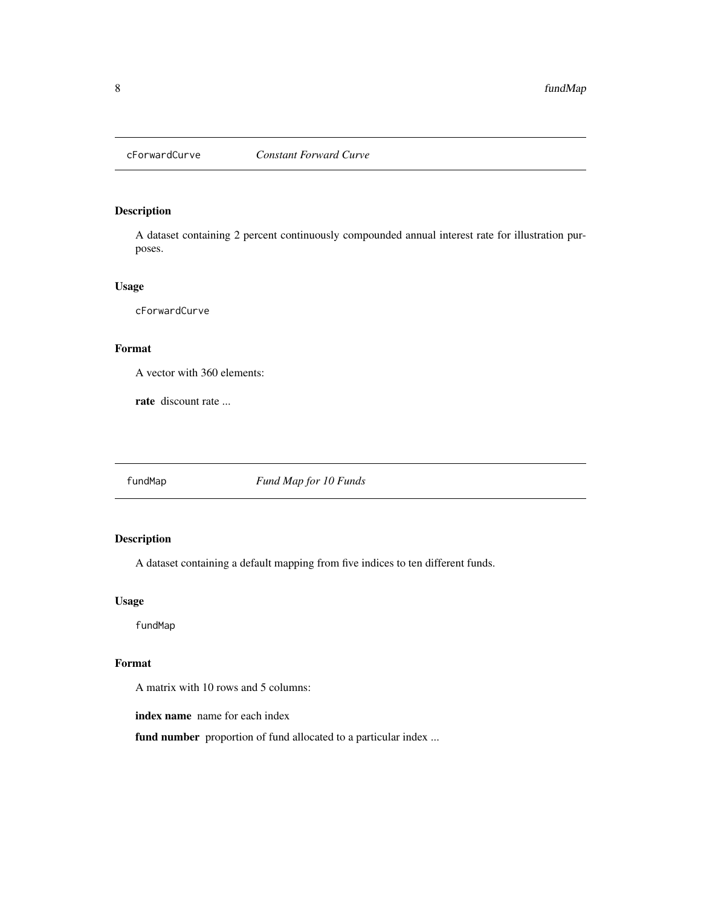## cForwardCurve *Constant Forward Curve*

### Description

A dataset containing 2 percent continuously compounded annual interest rate for illustration purposes.

### Usage

```
cForwardCurve
```

### Format

A vector with 360 elements:

**rate** discount rate ...

## fundMap *Fund Map for 10 Funds*

### Description

A dataset containing a default mapping from five indices to ten different funds.

### Usage

```
fundMap
```

### Format

A matrix with 10 rows and 5 columns:

**index name** name for each index

**fund number** proportion of fund allocated to a particular index ...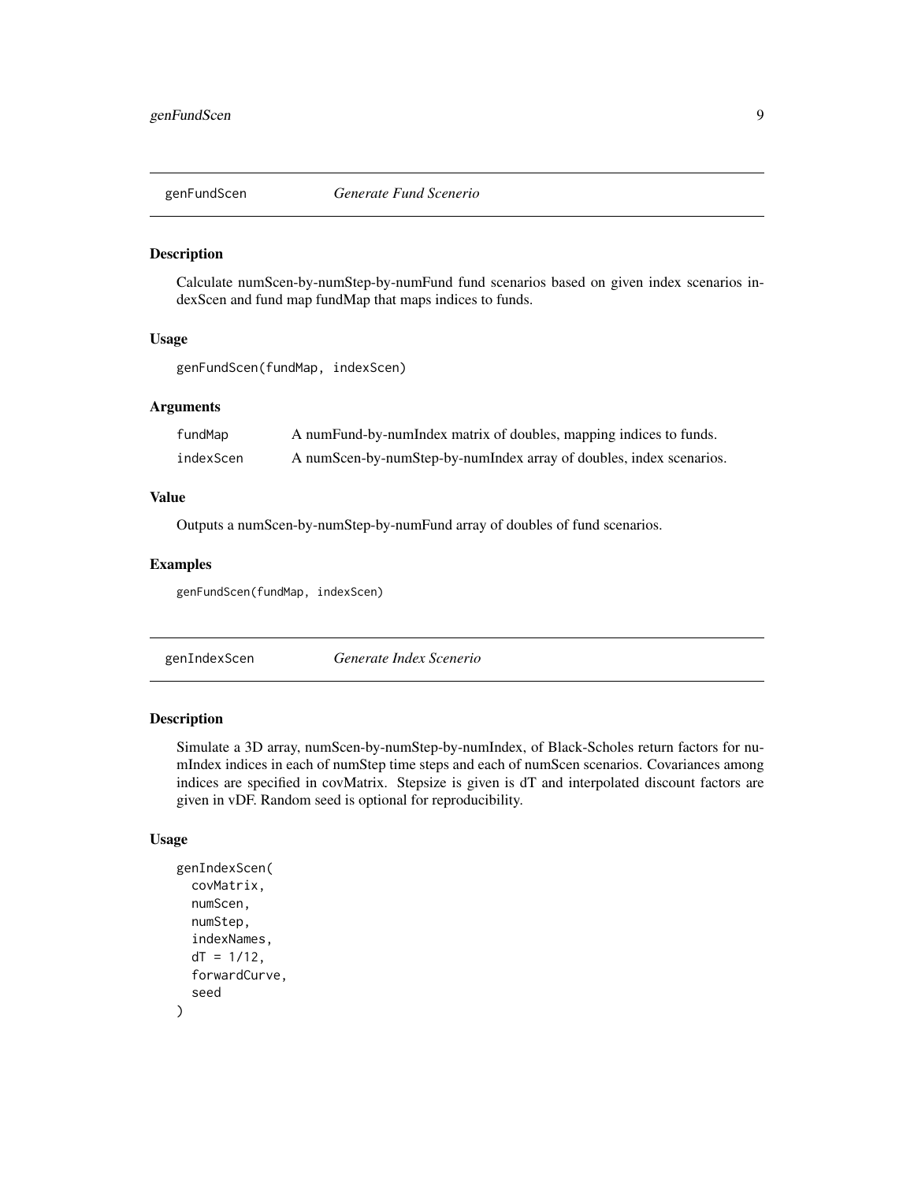## genFundScen — *Generate Fund Scenerio*

### Description

Calculate numScen-by-numStep-by-numFund fund scenarios based on given index scenarios indexScen and fund map fundMap that maps indices to funds.

### Usage

```
genFundScen(fundMap, indexScen)
```

### Arguments

| | |
|---|---|
| fundMap | A numFund-by-numIndex matrix of doubles, mapping indices to funds. |
| indexScen | A numScen-by-numStep-by-numIndex array of doubles, index scenarios. |

### Value

Outputs a numScen-by-numStep-by-numFund array of doubles of fund scenarios.

### Examples

```
genFundScen(fundMap, indexScen)
```

## genIndexScen — *Generate Index Scenerio*

### Description

Simulate a 3D array, numScen-by-numStep-by-numIndex, of Black-Scholes return factors for numIndex indices in each of numStep time steps and each of numScen scenarios. Covariances among indices are specified in covMatrix. Stepsize is given is dT and interpolated discount factors are given in vDF. Random seed is optional for reproducibility.

### Usage

```
genIndexScen(
  covMatrix,
  numScen,
  numStep,
  indexNames,
  dT = 1/12,
  forwardCurve,
  seed
)
```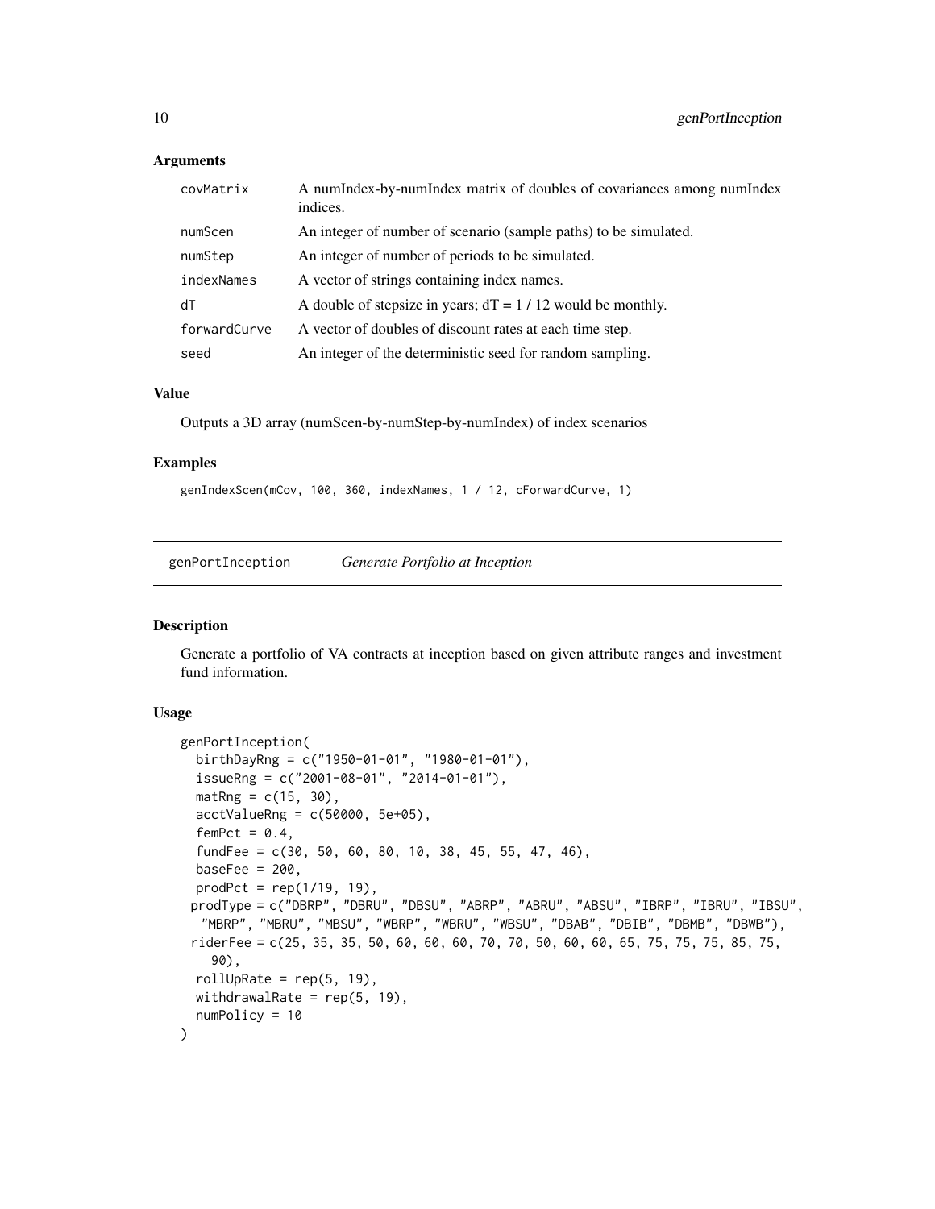### Arguments

| | |
|---|---|
| covMatrix | A numIndex-by-numIndex matrix of doubles of covariances among numIndex indices. |
| numScen | An integer of number of scenario (sample paths) to be simulated. |
| numStep | An integer of number of periods to be simulated. |
| indexNames | A vector of strings containing index names. |
| dT | A double of stepsize in years; dT = 1 / 12 would be monthly. |
| forwardCurve | A vector of doubles of discount rates at each time step. |
| seed | An integer of the deterministic seed for random sampling. |

### Value

Outputs a 3D array (numScen-by-numStep-by-numIndex) of index scenarios

### Examples

```
genIndexScen(mCov, 100, 360, indexNames, 1 / 12, cForwardCurve, 1)
```

---

## genPortInception *Generate Portfolio at Inception*

---

### Description

Generate a portfolio of VA contracts at inception based on given attribute ranges and investment fund information.

### Usage

```
genPortInception(
  birthDayRng = c("1950-01-01", "1980-01-01"),
  issueRng = c("2001-08-01", "2014-01-01"),
  matRng = c(15, 30),
  acctValueRng = c(50000, 5e+05),
  femPct = 0.4,
  fundFee = c(30, 50, 60, 80, 10, 38, 45, 55, 47, 46),
  baseFee = 200,
  prodPct = rep(1/19, 19),
  prodType = c("DBRP", "DBRU", "DBSU", "ABRP", "ABRU", "ABSU", "IBRP", "IBRU", "IBSU",
    "MBRP", "MBRU", "MBSU", "WBRP", "WBRU", "WBSU", "DBAB", "DBIB", "DBMB", "DBWB"),
  riderFee = c(25, 35, 35, 50, 60, 60, 60, 70, 70, 50, 60, 60, 65, 75, 75, 75, 85, 75,
    90),
  rollUpRate = rep(5, 19),
  withdrawalRate = rep(5, 19),
  numPolicy = 10
)
```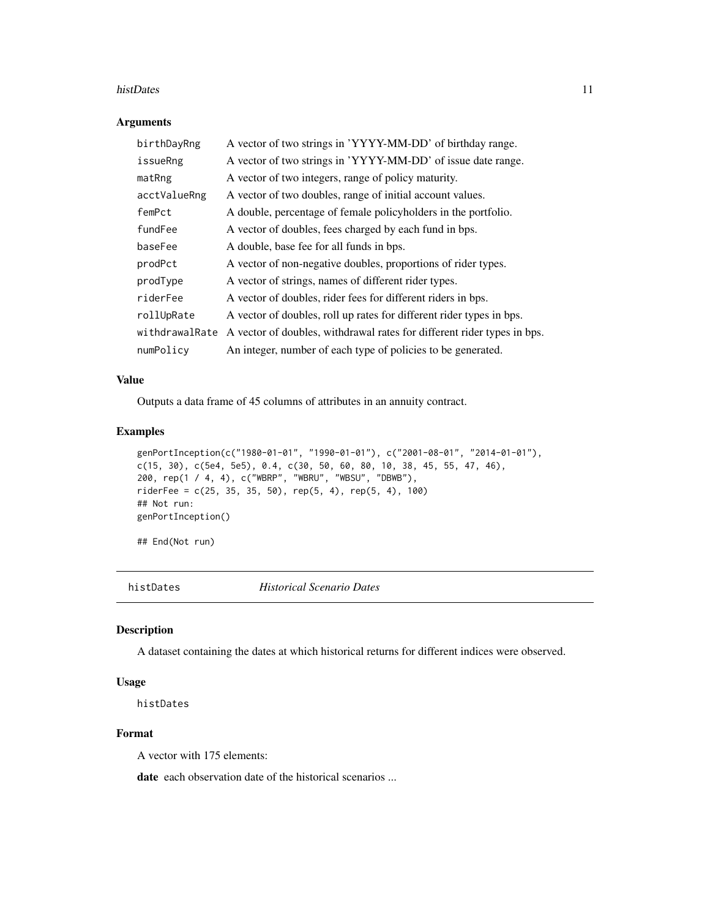## Arguments

| | |
|---|---|
| birthDayRng | A vector of two strings in 'YYYY-MM-DD' of birthday range. |
| issueRng | A vector of two strings in 'YYYY-MM-DD' of issue date range. |
| matRng | A vector of two integers, range of policy maturity. |
| acctValueRng | A vector of two doubles, range of initial account values. |
| femPct | A double, percentage of female policyholders in the portfolio. |
| fundFee | A vector of doubles, fees charged by each fund in bps. |
| baseFee | A double, base fee for all funds in bps. |
| prodPct | A vector of non-negative doubles, proportions of rider types. |
| prodType | A vector of strings, names of different rider types. |
| riderFee | A vector of doubles, rider fees for different riders in bps. |
| rollUpRate | A vector of doubles, roll up rates for different rider types in bps. |
| withdrawalRate | A vector of doubles, withdrawal rates for different rider types in bps. |
| numPolicy | An integer, number of each type of policies to be generated. |

## Value

Outputs a data frame of 45 columns of attributes in an annuity contract.

## Examples

```
genPortInception(c("1980-01-01", "1990-01-01"), c("2001-08-01", "2014-01-01"),
c(15, 30), c(5e4, 5e5), 0.4, c(30, 50, 60, 80, 10, 38, 45, 55, 47, 46),
200, rep(1 / 4, 4), c("WBRP", "WBRU", "WBSU", "DBWB"),
riderFee = c(25, 35, 35, 50), rep(5, 4), rep(5, 4), 100)
## Not run:
genPortInception()

## End(Not run)
```

---

# histDates — *Historical Scenario Dates*

## Description

A dataset containing the dates at which historical returns for different indices were observed.

## Usage

```
histDates
```

## Format

A vector with 175 elements:

**date** each observation date of the historical scenarios ...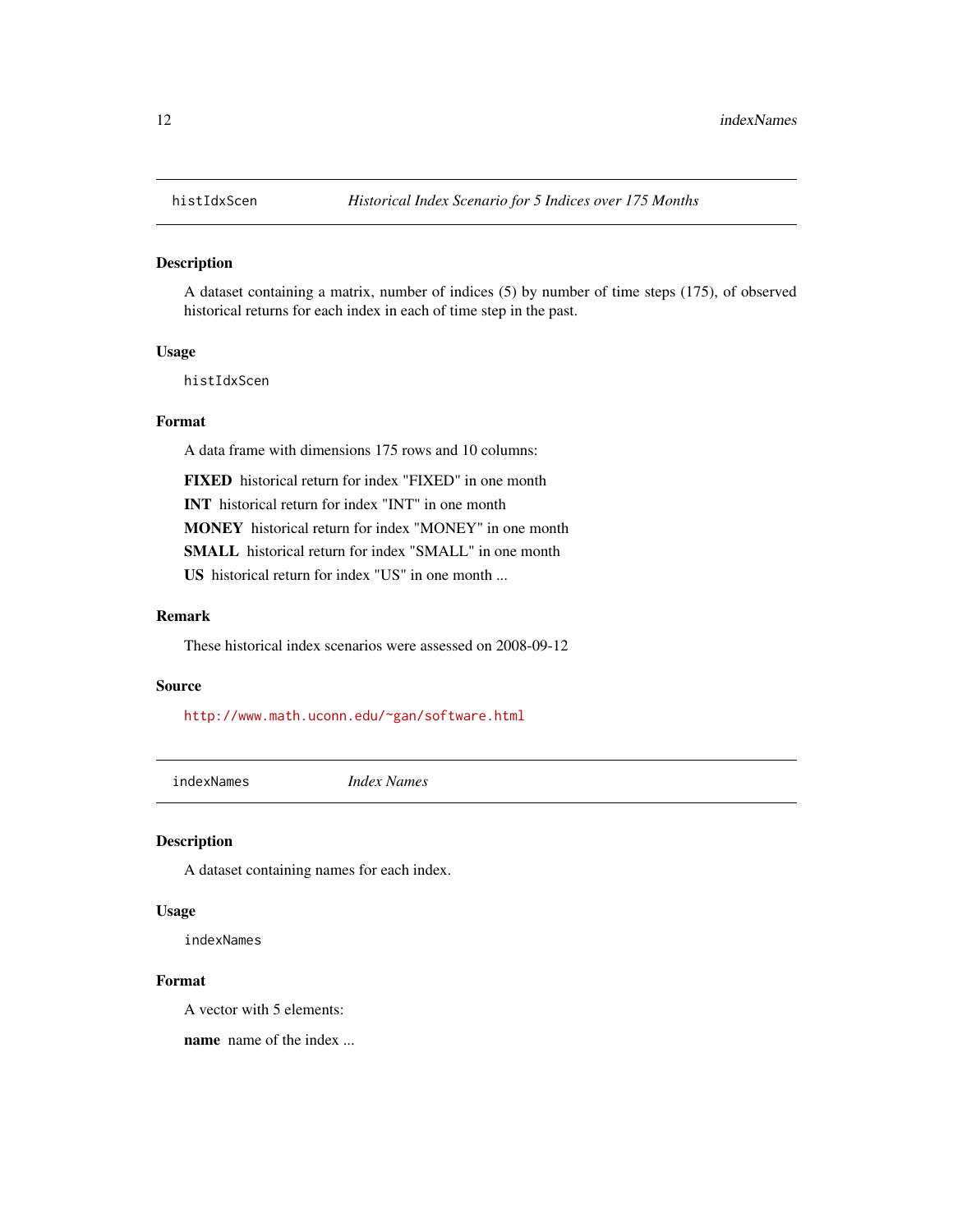## histIdxScen — *Historical Index Scenario for 5 Indices over 175 Months*

### Description

A dataset containing a matrix, number of indices (5) by number of time steps (175), of observed historical returns for each index in each of time step in the past.

### Usage

```
histIdxScen
```

### Format

A data frame with dimensions 175 rows and 10 columns:

**FIXED** historical return for index "FIXED" in one month

**INT** historical return for index "INT" in one month

**MONEY** historical return for index "MONEY" in one month

**SMALL** historical return for index "SMALL" in one month

**US** historical return for index "US" in one month ...

### Remark

These historical index scenarios were assessed on 2008-09-12

### Source

http://www.math.uconn.edu/~gan/software.html

## indexNames — *Index Names*

### Description

A dataset containing names for each index.

### Usage

```
indexNames
```

### Format

A vector with 5 elements:

**name** name of the index ...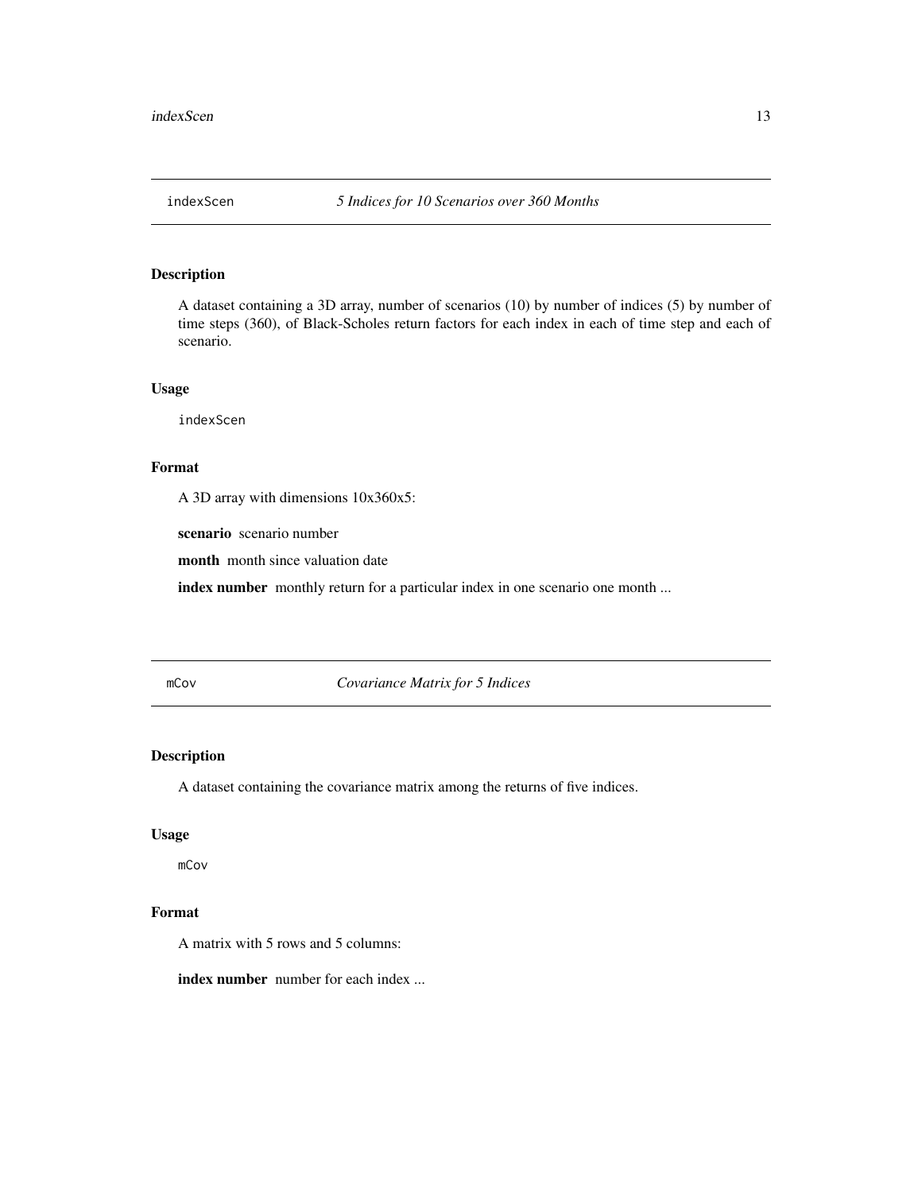## indexScen *5 Indices for 10 Scenarios over 360 Months*

### Description

A dataset containing a 3D array, number of scenarios (10) by number of indices (5) by number of time steps (360), of Black-Scholes return factors for each index in each of time step and each of scenario.

### Usage

```
indexScen
```

### Format

A 3D array with dimensions 10x360x5:

**scenario** scenario number

**month** month since valuation date

**index number** monthly return for a particular index in one scenario one month ...

## mCov *Covariance Matrix for 5 Indices*

### Description

A dataset containing the covariance matrix among the returns of five indices.

### Usage

```
mCov
```

### Format

A matrix with 5 rows and 5 columns:

**index number** number for each index ...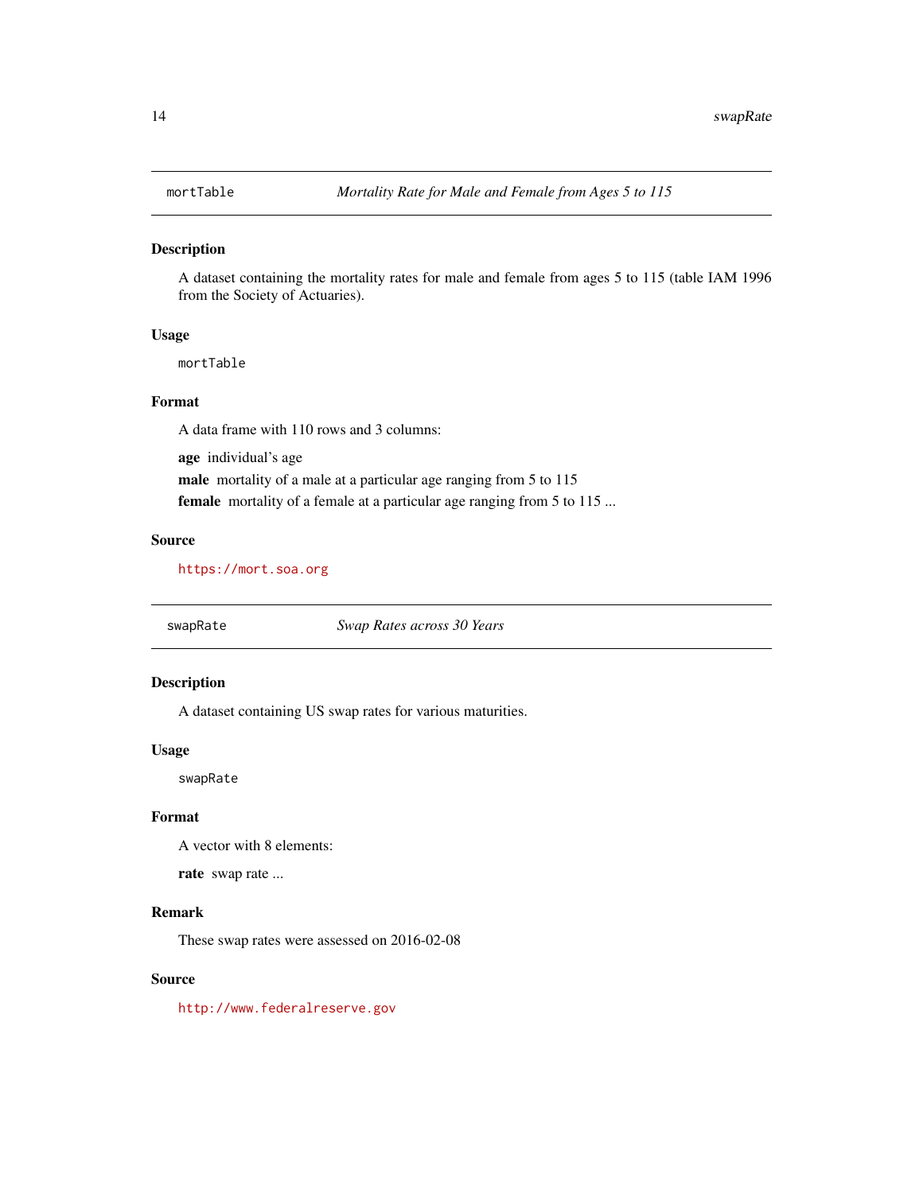## mortTable — *Mortality Rate for Male and Female from Ages 5 to 115*

### Description

A dataset containing the mortality rates for male and female from ages 5 to 115 (table IAM 1996 from the Society of Actuaries).

### Usage

```
mortTable
```

### Format

A data frame with 110 rows and 3 columns:

**age** individual's age

**male** mortality of a male at a particular age ranging from 5 to 115

**female** mortality of a female at a particular age ranging from 5 to 115 ...

### Source

https://mort.soa.org

## swapRate — *Swap Rates across 30 Years*

### Description

A dataset containing US swap rates for various maturities.

### Usage

```
swapRate
```

### Format

A vector with 8 elements:

**rate** swap rate ...

### Remark

These swap rates were assessed on 2016-02-08

### Source

http://www.federalreserve.gov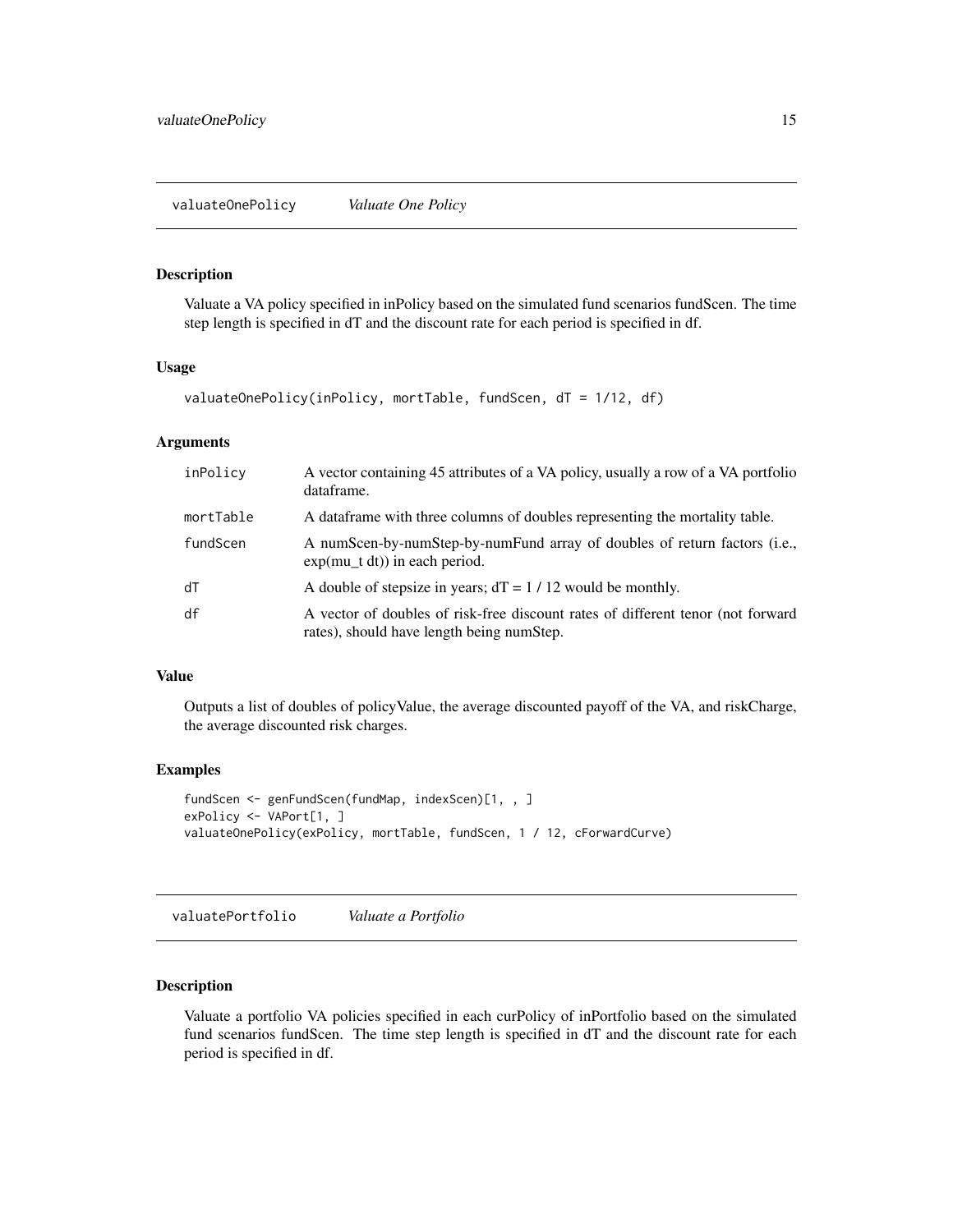## valuateOnePolicy — *Valuate One Policy*

### Description

Valuate a VA policy specified in inPolicy based on the simulated fund scenarios fundScen. The time step length is specified in dT and the discount rate for each period is specified in df.

### Usage

```
valuateOnePolicy(inPolicy, mortTable, fundScen, dT = 1/12, df)
```

### Arguments

| Argument | Description |
| --- | --- |
| inPolicy | A vector containing 45 attributes of a VA policy, usually a row of a VA portfolio dataframe. |
| mortTable | A dataframe with three columns of doubles representing the mortality table. |
| fundScen | A numScen-by-numStep-by-numFund array of doubles of return factors (i.e., exp(mu_t dt)) in each period. |
| dT | A double of stepsize in years; dT = 1 / 12 would be monthly. |
| df | A vector of doubles of risk-free discount rates of different tenor (not forward rates), should have length being numStep. |

### Value

Outputs a list of doubles of policyValue, the average discounted payoff of the VA, and riskCharge, the average discounted risk charges.

### Examples

```
fundScen <- genFundScen(fundMap, indexScen)[1, , ]
exPolicy <- VAPort[1, ]
valuateOnePolicy(exPolicy, mortTable, fundScen, 1 / 12, cForwardCurve)
```

## valuatePortfolio — *Valuate a Portfolio*

### Description

Valuate a portfolio VA policies specified in each curPolicy of inPortfolio based on the simulated fund scenarios fundScen. The time step length is specified in dT and the discount rate for each period is specified in df.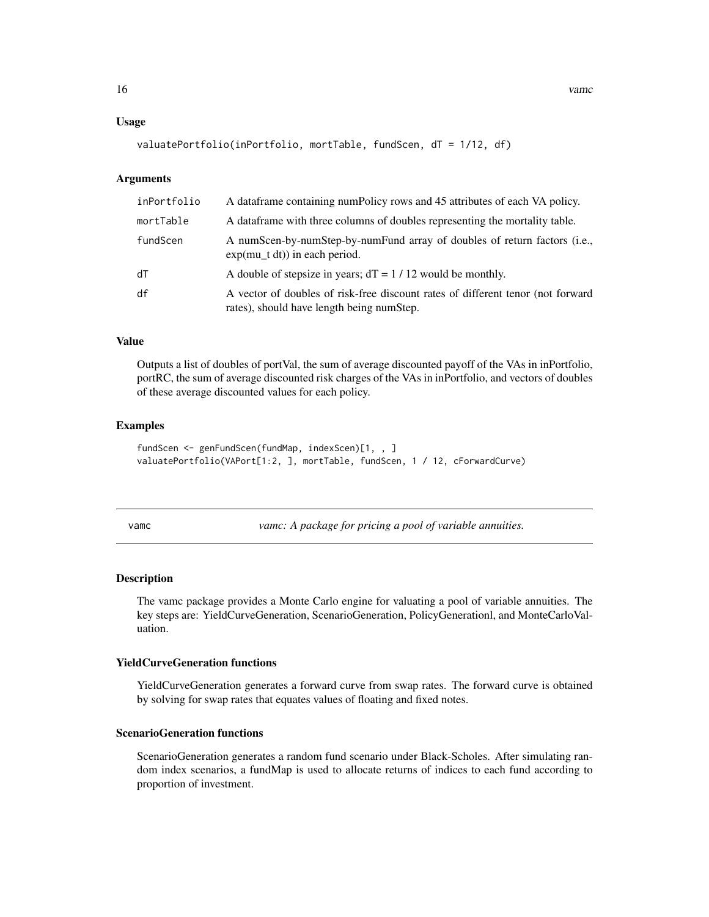### Usage

```
valuatePortfolio(inPortfolio, mortTable, fundScen, dT = 1/12, df)
```

### Arguments

| | |
|---|---|
| inPortfolio | A dataframe containing numPolicy rows and 45 attributes of each VA policy. |
| mortTable | A dataframe with three columns of doubles representing the mortality table. |
| fundScen | A numScen-by-numStep-by-numFund array of doubles of return factors (i.e., exp(mu_t dt)) in each period. |
| dT | A double of stepsize in years; dT = 1 / 12 would be monthly. |
| df | A vector of doubles of risk-free discount rates of different tenor (not forward rates), should have length being numStep. |

### Value

Outputs a list of doubles of portVal, the sum of average discounted payoff of the VAs in inPortfolio, portRC, the sum of average discounted risk charges of the VAs in inPortfolio, and vectors of doubles of these average discounted values for each policy.

### Examples

```
fundScen <- genFundScen(fundMap, indexScen)[1, , ]
valuatePortfolio(VAPort[1:2, ], mortTable, fundScen, 1 / 12, cForwardCurve)
```

---

## vamc — *vamc: A package for pricing a pool of variable annuities.*

### Description

The vamc package provides a Monte Carlo engine for valuating a pool of variable annuities. The key steps are: YieldCurveGeneration, ScenarioGeneration, PolicyGenerationl, and MonteCarloValuation.

### YieldCurveGeneration functions

YieldCurveGeneration generates a forward curve from swap rates. The forward curve is obtained by solving for swap rates that equates values of floating and fixed notes.

### ScenarioGeneration functions

ScenarioGeneration generates a random fund scenario under Black-Scholes. After simulating random index scenarios, a fundMap is used to allocate returns of indices to each fund according to proportion of investment.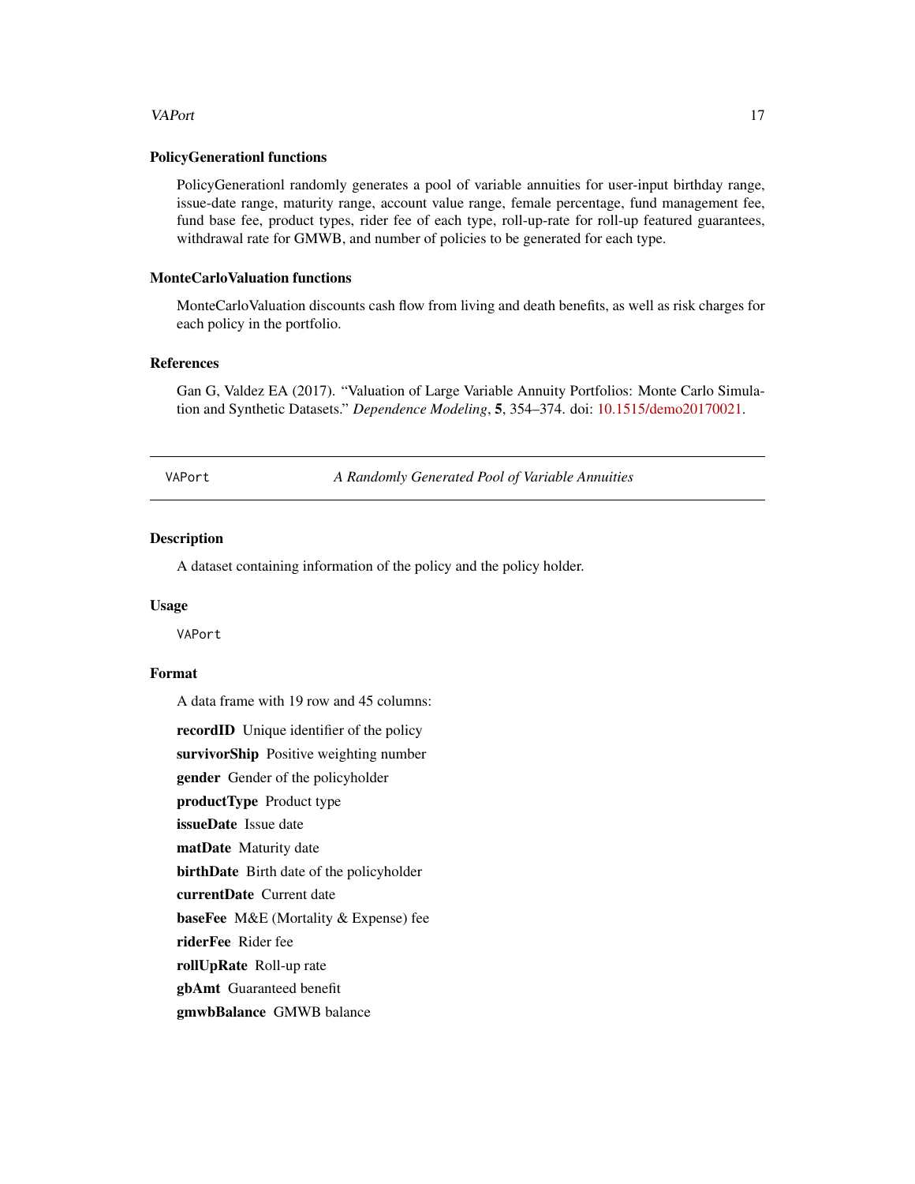### PolicyGenerationl functions

PolicyGenerationl randomly generates a pool of variable annuities for user-input birthday range, issue-date range, maturity range, account value range, female percentage, fund management fee, fund base fee, product types, rider fee of each type, roll-up-rate for roll-up featured guarantees, withdrawal rate for GMWB, and number of policies to be generated for each type.

### MonteCarloValuation functions

MonteCarloValuation discounts cash flow from living and death benefits, as well as risk charges for each policy in the portfolio.

### References

Gan G, Valdez EA (2017). "Valuation of Large Variable Annuity Portfolios: Monte Carlo Simulation and Synthetic Datasets." *Dependence Modeling*, **5**, 354–374. doi: 10.1515/demo20170021.

---

## VAPort — *A Randomly Generated Pool of Variable Annuities*

### Description

A dataset containing information of the policy and the policy holder.

### Usage

```
VAPort
```

### Format

A data frame with 19 row and 45 columns:

**recordID** Unique identifier of the policy

**survivorShip** Positive weighting number

**gender** Gender of the policyholder

**productType** Product type

**issueDate** Issue date

**matDate** Maturity date

**birthDate** Birth date of the policyholder

**currentDate** Current date

**baseFee** M&E (Mortality & Expense) fee

**riderFee** Rider fee

**rollUpRate** Roll-up rate

**gbAmt** Guaranteed benefit

**gmwbBalance** GMWB balance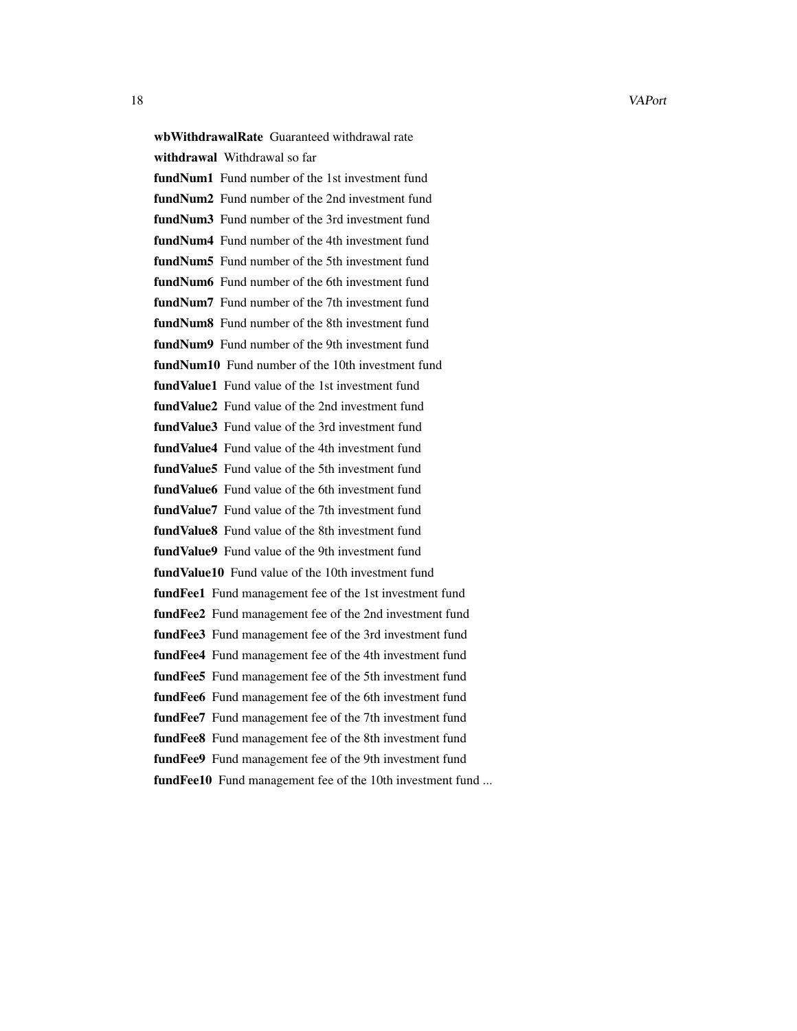**wbWithdrawalRate** Guaranteed withdrawal rate

**withdrawal** Withdrawal so far

**fundNum1** Fund number of the 1st investment fund

**fundNum2** Fund number of the 2nd investment fund

**fundNum3** Fund number of the 3rd investment fund

**fundNum4** Fund number of the 4th investment fund

**fundNum5** Fund number of the 5th investment fund

**fundNum6** Fund number of the 6th investment fund

**fundNum7** Fund number of the 7th investment fund

**fundNum8** Fund number of the 8th investment fund

**fundNum9** Fund number of the 9th investment fund

**fundNum10** Fund number of the 10th investment fund

**fundValue1** Fund value of the 1st investment fund

**fundValue2** Fund value of the 2nd investment fund

**fundValue3** Fund value of the 3rd investment fund

**fundValue4** Fund value of the 4th investment fund

**fundValue5** Fund value of the 5th investment fund

**fundValue6** Fund value of the 6th investment fund

**fundValue7** Fund value of the 7th investment fund

**fundValue8** Fund value of the 8th investment fund

**fundValue9** Fund value of the 9th investment fund

**fundValue10** Fund value of the 10th investment fund

**fundFee1** Fund management fee of the 1st investment fund

**fundFee2** Fund management fee of the 2nd investment fund

**fundFee3** Fund management fee of the 3rd investment fund

**fundFee4** Fund management fee of the 4th investment fund

**fundFee5** Fund management fee of the 5th investment fund

**fundFee6** Fund management fee of the 6th investment fund

**fundFee7** Fund management fee of the 7th investment fund

**fundFee8** Fund management fee of the 8th investment fund

**fundFee9** Fund management fee of the 9th investment fund

**fundFee10** Fund management fee of the 10th investment fund ...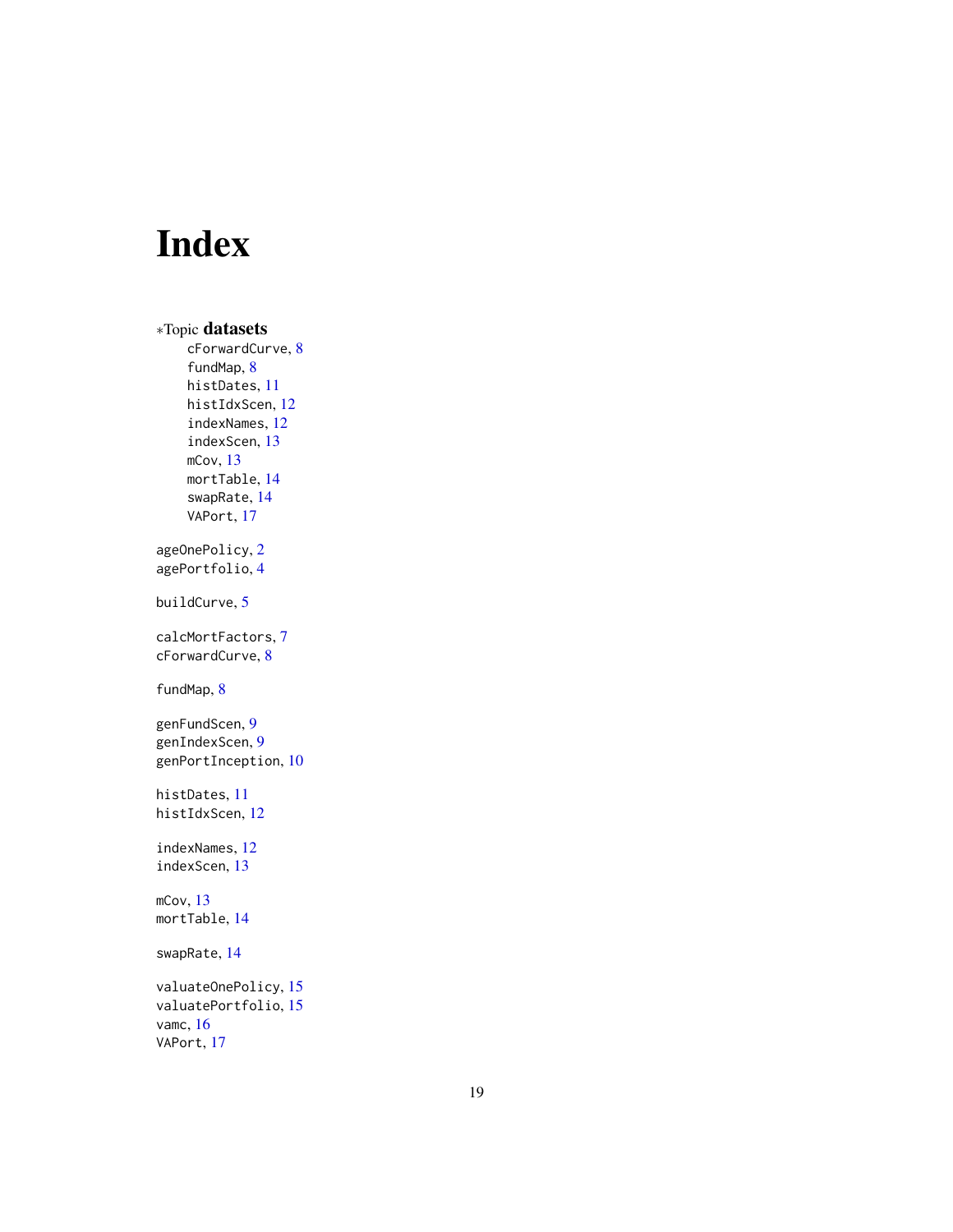# Index

*Topic **datasets**

cForwardCurve, 8
fundMap, 8
histDates, 11
histIdxScen, 12
indexNames, 12
indexScen, 13
mCov, 13
mortTable, 14
swapRate, 14
VAPort, 17

ageOnePolicy, 2
agePortfolio, 4

buildCurve, 5

calcMortFactors, 7
cForwardCurve, 8

fundMap, 8

genFundScen, 9
genIndexScen, 9
genPortInception, 10

histDates, 11
histIdxScen, 12

indexNames, 12
indexScen, 13

mCov, 13
mortTable, 14

swapRate, 14

valuateOnePolicy, 15
valuatePortfolio, 15
vamc, 16
VAPort, 17